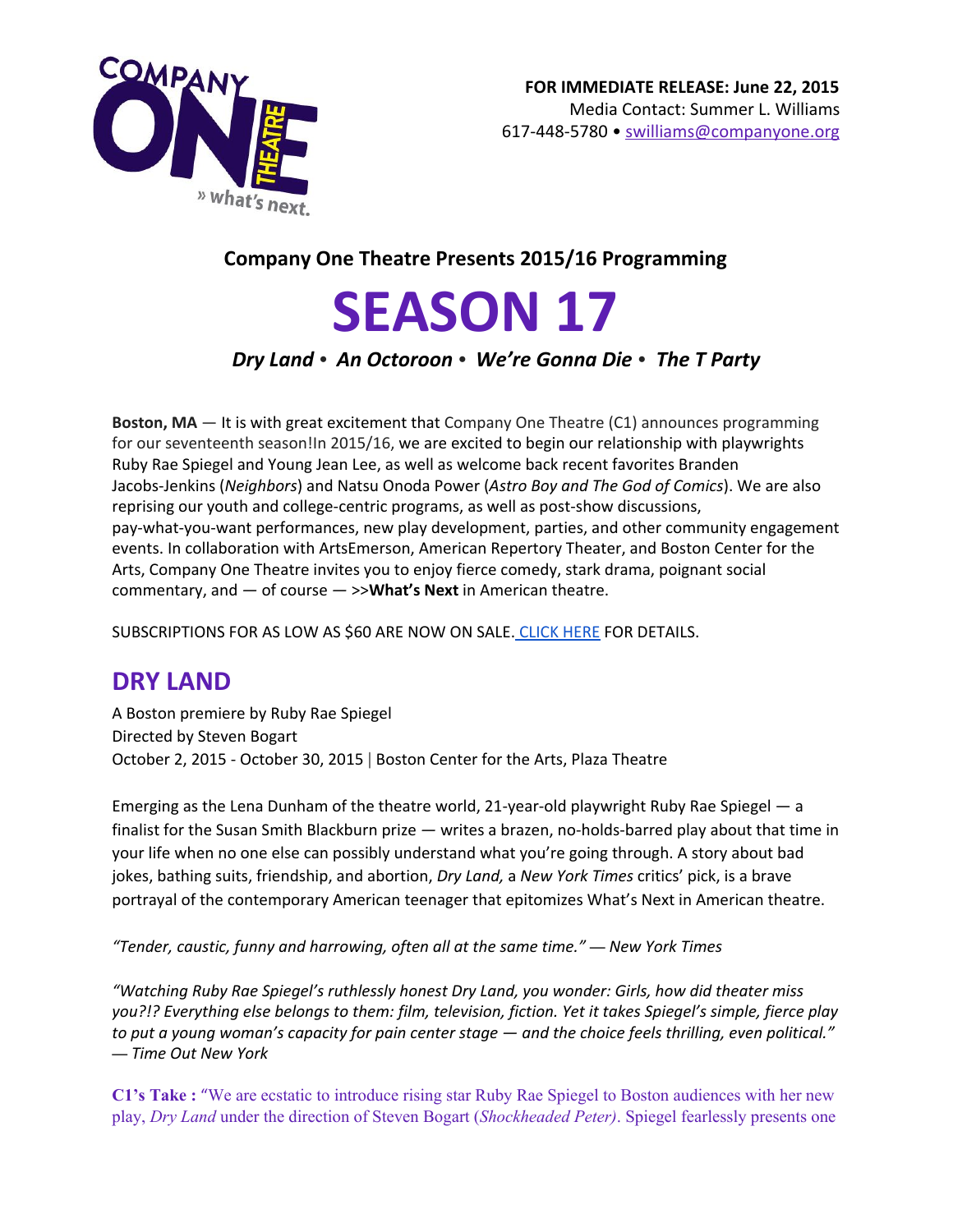**FOR IMMEDIATE RELEASE: June 22, 2015**
Media Contact: Summer L. Williams
617-448-5780 • swilliams@companyone.org

## Company One Theatre Presents 2015/16 Programming

# SEASON 17

***Dry Land* • *An Octoroon* • *We're Gonna Die* • *The T Party***

**Boston, MA** — It is with great excitement that Company One Theatre (C1) announces programming for our seventeenth season!In 2015/16, we are excited to begin our relationship with playwrights Ruby Rae Spiegel and Young Jean Lee, as well as welcome back recent favorites Branden Jacobs-Jenkins (*Neighbors*) and Natsu Onoda Power (*Astro Boy and The God of Comics*). We are also reprising our youth and college-centric programs, as well as post-show discussions, pay-what-you-want performances, new play development, parties, and other community engagement events. In collaboration with ArtsEmerson, American Repertory Theater, and Boston Center for the Arts, Company One Theatre invites you to enjoy fierce comedy, stark drama, poignant social commentary, and — of course — >>**What's Next** in American theatre.

SUBSCRIPTIONS FOR AS LOW AS $60 ARE NOW ON SALE. CLICK HERE FOR DETAILS.

## DRY LAND

A Boston premiere by Ruby Rae Spiegel
Directed by Steven Bogart
October 2, 2015 - October 30, 2015 | Boston Center for the Arts, Plaza Theatre

Emerging as the Lena Dunham of the theatre world, 21-year-old playwright Ruby Rae Spiegel — a finalist for the Susan Smith Blackburn prize — writes a brazen, no-holds-barred play about that time in your life when no one else can possibly understand what you're going through. A story about bad jokes, bathing suits, friendship, and abortion, *Dry Land,* a *New York Times* critics' pick, is a brave portrayal of the contemporary American teenager that epitomizes What's Next in American theatre.

*"Tender, caustic, funny and harrowing, often all at the same time." — New York Times*

*"Watching Ruby Rae Spiegel's ruthlessly honest Dry Land, you wonder: Girls, how did theater miss you?!? Everything else belongs to them: film, television, fiction. Yet it takes Spiegel's simple, fierce play to put a young woman's capacity for pain center stage — and the choice feels thrilling, even political." — Time Out New York*

**C1's Take :** "We are ecstatic to introduce rising star Ruby Rae Spiegel to Boston audiences with her new play, *Dry Land* under the direction of Steven Bogart (*Shockheaded Peter)*. Spiegel fearlessly presents one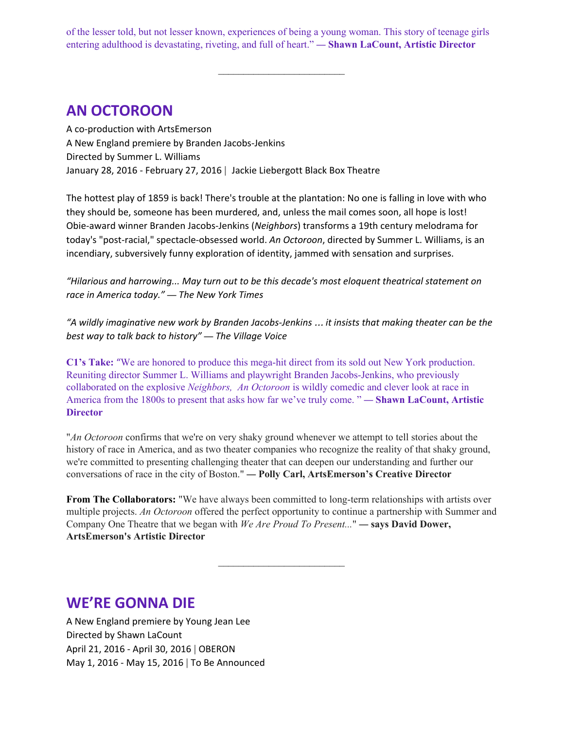of the lesser told, but not lesser known, experiences of being a young woman. This story of teenage girls entering adulthood is devastating, riveting, and full of heart." **— Shawn LaCount, Artistic Director**

---

## AN OCTOROON

A co-production with ArtsEmerson
A New England premiere by Branden Jacobs-Jenkins
Directed by Summer L. Williams
January 28, 2016 - February 27, 2016 | Jackie Liebergott Black Box Theatre

The hottest play of 1859 is back! There's trouble at the plantation: No one is falling in love with who they should be, someone has been murdered, and, unless the mail comes soon, all hope is lost! Obie-award winner Branden Jacobs-Jenkins (*Neighbors*) transforms a 19th century melodrama for today's "post-racial," spectacle-obsessed world. *An Octoroon*, directed by Summer L. Williams, is an incendiary, subversively funny exploration of identity, jammed with sensation and surprises.

*"Hilarious and harrowing... May turn out to be this decade's most eloquent theatrical statement on race in America today." — The New York Times*

*"A wildly imaginative new work by Branden Jacobs-Jenkins ... it insists that making theater can be the best way to talk back to history" — The Village Voice*

**C1's Take:** "We are honored to produce this mega-hit direct from its sold out New York production. Reuniting director Summer L. Williams and playwright Branden Jacobs-Jenkins, who previously collaborated on the explosive *Neighbors, An Octoroon* is wildly comedic and clever look at race in America from the 1800s to present that asks how far we've truly come. " **— Shawn LaCount, Artistic Director**

"*An Octoroon* confirms that we're on very shaky ground whenever we attempt to tell stories about the history of race in America, and as two theater companies who recognize the reality of that shaky ground, we're committed to presenting challenging theater that can deepen our understanding and further our conversations of race in the city of Boston." **— Polly Carl, ArtsEmerson's Creative Director**

**From The Collaborators:** "We have always been committed to long-term relationships with artists over multiple projects. *An Octoroon* offered the perfect opportunity to continue a partnership with Summer and Company One Theatre that we began with *We Are Proud To Present...*" **— says David Dower, ArtsEmerson's Artistic Director**

---

## WE'RE GONNA DIE

A New England premiere by Young Jean Lee
Directed by Shawn LaCount
April 21, 2016 - April 30, 2016 | OBERON
May 1, 2016 - May 15, 2016 | To Be Announced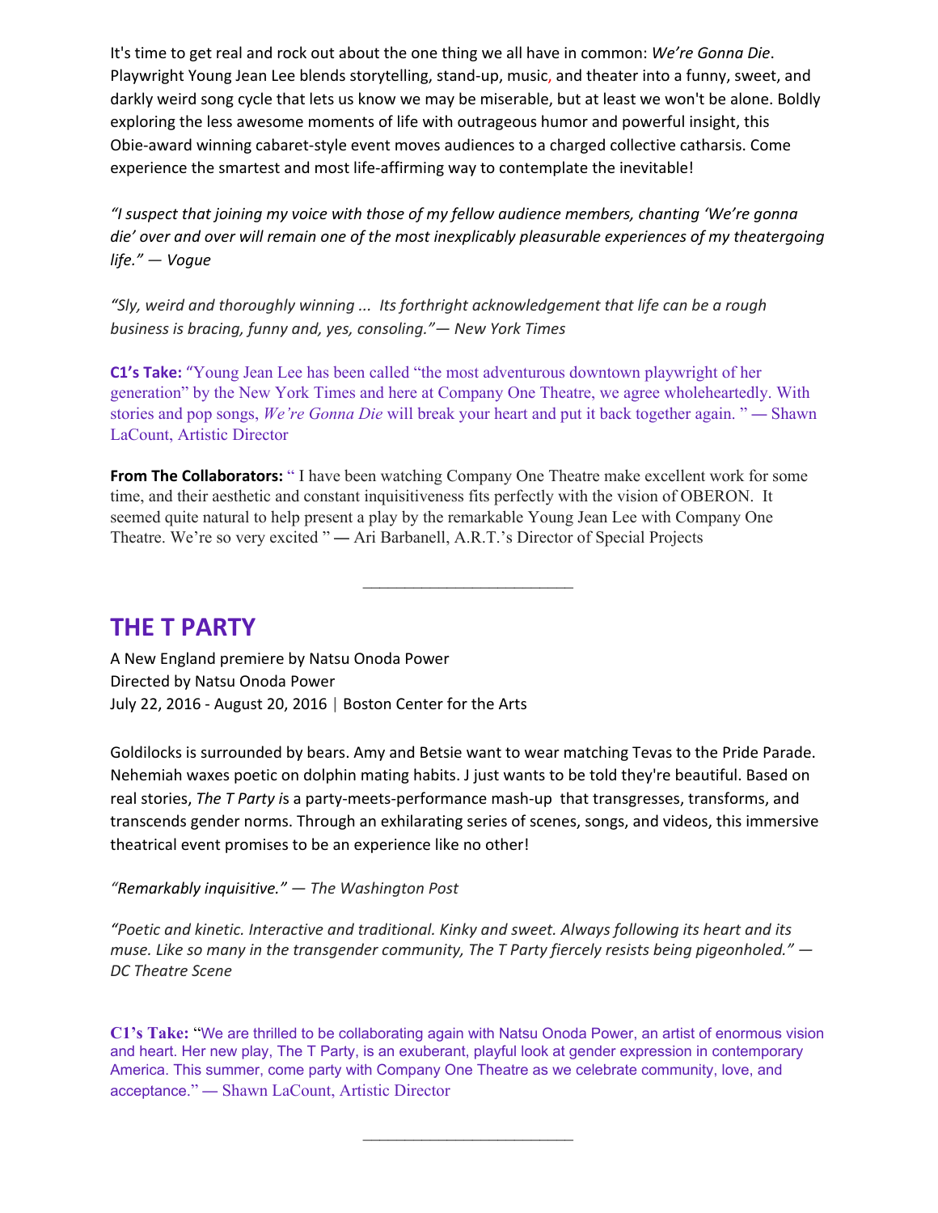It's time to get real and rock out about the one thing we all have in common: *We're Gonna Die*. Playwright Young Jean Lee blends storytelling, stand-up, music, and theater into a funny, sweet, and darkly weird song cycle that lets us know we may be miserable, but at least we won't be alone. Boldly exploring the less awesome moments of life with outrageous humor and powerful insight, this Obie-award winning cabaret-style event moves audiences to a charged collective catharsis. Come experience the smartest and most life-affirming way to contemplate the inevitable!

*"I suspect that joining my voice with those of my fellow audience members, chanting 'We're gonna die' over and over will remain one of the most inexplicably pleasurable experiences of my theatergoing life." — Vogue*

*"Sly, weird and thoroughly winning ... Its forthright acknowledgement that life can be a rough business is bracing, funny and, yes, consoling."— New York Times*

**C1's Take:** "Young Jean Lee has been called "the most adventurous downtown playwright of her generation" by the New York Times and here at Company One Theatre, we agree wholeheartedly. With stories and pop songs, *We're Gonna Die* will break your heart and put it back together again. " — Shawn LaCount, Artistic Director

**From The Collaborators:** " I have been watching Company One Theatre make excellent work for some time, and their aesthetic and constant inquisitiveness fits perfectly with the vision of OBERON. It seemed quite natural to help present a play by the remarkable Young Jean Lee with Company One Theatre. We're so very excited " — Ari Barbanell, A.R.T.'s Director of Special Projects

---

## THE T PARTY

A New England premiere by Natsu Onoda Power
Directed by Natsu Onoda Power
July 22, 2016 - August 20, 2016 | Boston Center for the Arts

Goldilocks is surrounded by bears. Amy and Betsie want to wear matching Tevas to the Pride Parade. Nehemiah waxes poetic on dolphin mating habits. J just wants to be told they're beautiful. Based on real stories, *The T Party is* a party-meets-performance mash-up that transgresses, transforms, and transcends gender norms. Through an exhilarating series of scenes, songs, and videos, this immersive theatrical event promises to be an experience like no other!

*"Remarkably inquisitive." — The Washington Post*

*"Poetic and kinetic. Interactive and traditional. Kinky and sweet. Always following its heart and its muse. Like so many in the transgender community, The T Party fiercely resists being pigeonholed." — DC Theatre Scene*

**C1's Take:** "We are thrilled to be collaborating again with Natsu Onoda Power, an artist of enormous vision and heart. Her new play, The T Party, is an exuberant, playful look at gender expression in contemporary America. This summer, come party with Company One Theatre as we celebrate community, love, and acceptance." — Shawn LaCount, Artistic Director

---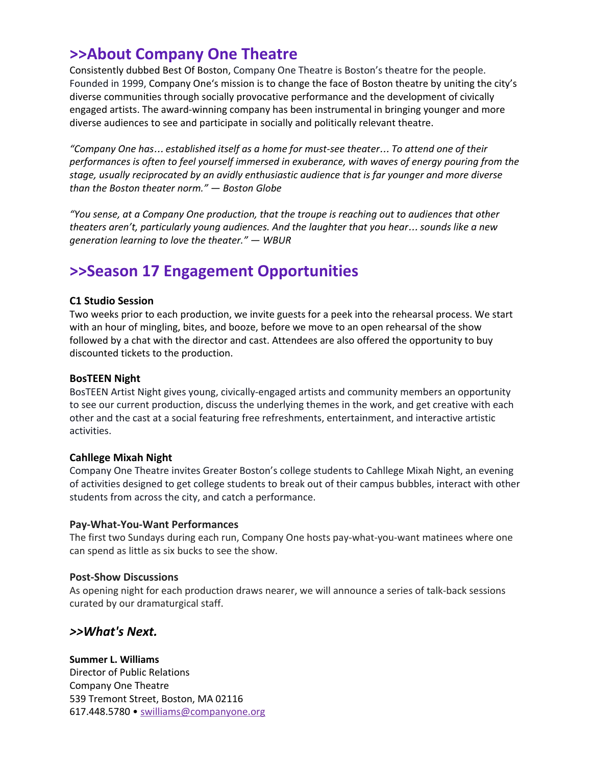## >>About Company One Theatre

Consistently dubbed Best Of Boston, Company One Theatre is Boston's theatre for the people. Founded in 1999, Company One's mission is to change the face of Boston theatre by uniting the city's diverse communities through socially provocative performance and the development of civically engaged artists. The award-winning company has been instrumental in bringing younger and more diverse audiences to see and participate in socially and politically relevant theatre.

*"Company One has… established itself as a home for must-see theater… To attend one of their performances is often to feel yourself immersed in exuberance, with waves of energy pouring from the stage, usually reciprocated by an avidly enthusiastic audience that is far younger and more diverse than the Boston theater norm." — Boston Globe*

*"You sense, at a Company One production, that the troupe is reaching out to audiences that other theaters aren't, particularly young audiences. And the laughter that you hear… sounds like a new generation learning to love the theater." — WBUR*

## >>Season 17 Engagement Opportunities

**C1 Studio Session**
Two weeks prior to each production, we invite guests for a peek into the rehearsal process. We start with an hour of mingling, bites, and booze, before we move to an open rehearsal of the show followed by a chat with the director and cast. Attendees are also offered the opportunity to buy discounted tickets to the production.

**BosTEEN Night**
BosTEEN Artist Night gives young, civically-engaged artists and community members an opportunity to see our current production, discuss the underlying themes in the work, and get creative with each other and the cast at a social featuring free refreshments, entertainment, and interactive artistic activities.

**Cahllege Mixah Night**
Company One Theatre invites Greater Boston's college students to Cahllege Mixah Night, an evening of activities designed to get college students to break out of their campus bubbles, interact with other students from across the city, and catch a performance.

**Pay-What-You-Want Performances**
The first two Sundays during each run, Company One hosts pay-what-you-want matinees where one can spend as little as six bucks to see the show.

**Post-Show Discussions**
As opening night for each production draws nearer, we will announce a series of talk-back sessions curated by our dramaturgical staff.

### *>>What's Next.*

**Summer L. Williams**
Director of Public Relations
Company One Theatre
539 Tremont Street, Boston, MA 02116
617.448.5780 • swilliams@companyone.org